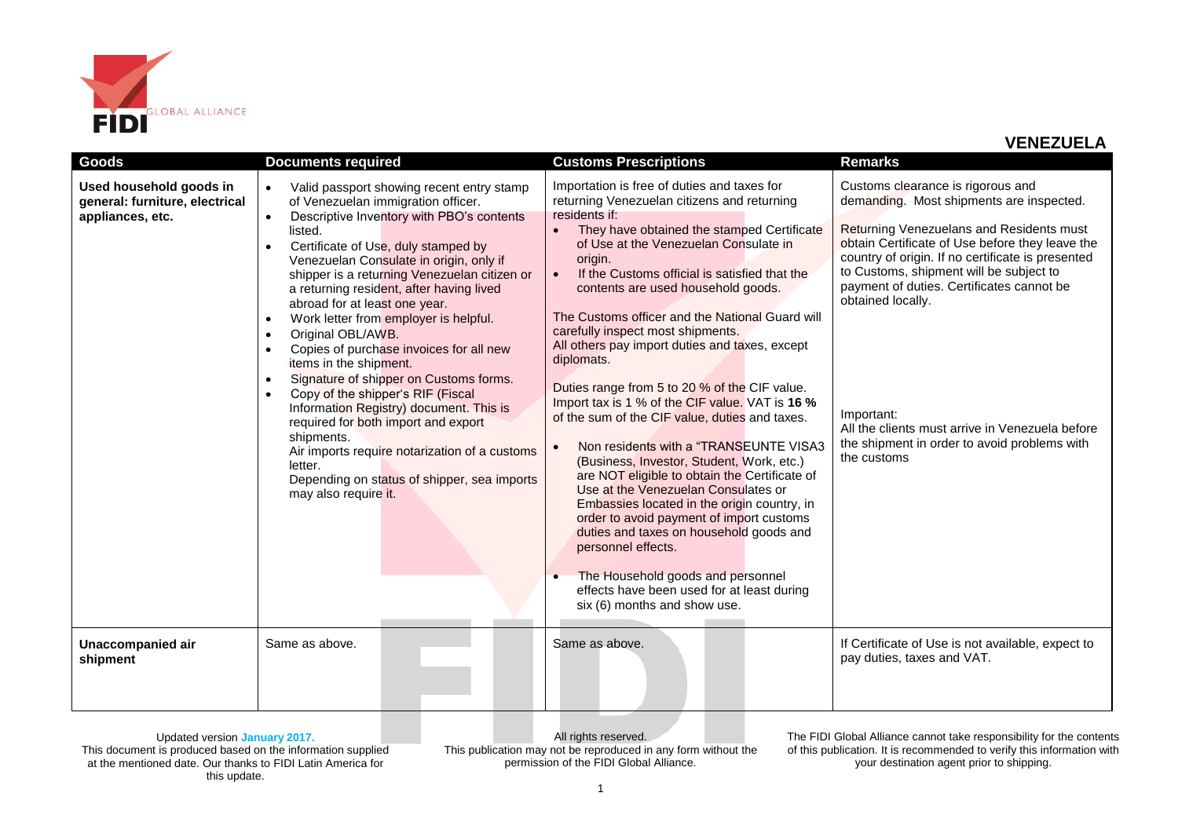# VENEZUELA

| Goods | Documents required | Customs Prescriptions | Remarks |
|---|---|---|---|
| **Used household goods in general: furniture, electrical appliances, etc.** | • Valid passport showing recent entry stamp of Venezuelan immigration officer.<br>• Descriptive Inventory with PBO's contents listed.<br>• Certificate of Use, duly stamped by Venezuelan Consulate in origin, only if shipper is a returning Venezuelan citizen or a returning resident, after having lived abroad for at least one year.<br>• Work letter from employer is helpful.<br>• Original OBL/AWB.<br>• Copies of purchase invoices for all new items in the shipment.<br>• Signature of shipper on Customs forms.<br>• Copy of the shipper's RIF (Fiscal Information Registry) document. This is required for both import and export shipments.<br>Air imports require notarization of a customs letter.<br>Depending on status of shipper, sea imports may also require it. | Importation is free of duties and taxes for returning Venezuelan citizens and returning residents if:<br>• They have obtained the stamped Certificate of Use at the Venezuelan Consulate in origin.<br>• If the Customs official is satisfied that the contents are used household goods.<br><br>The Customs officer and the National Guard will carefully inspect most shipments.<br>All others pay import duties and taxes, except diplomats.<br><br>Duties range from 5 to 20 % of the CIF value. Import tax is 1 % of the CIF value. VAT is **16 %** of the sum of the CIF value, duties and taxes.<br><br>• Non residents with a "TRANSEUNTE VISA3 (Business, Investor, Student, Work, etc.) are NOT eligible to obtain the Certificate of Use at the Venezuelan Consulates or Embassies located in the origin country, in order to avoid payment of import customs duties and taxes on household goods and personnel effects.<br><br>• The Household goods and personnel effects have been used for at least during six (6) months and show use. | Customs clearance is rigorous and demanding. Most shipments are inspected.<br><br>Returning Venezuelans and Residents must obtain Certificate of Use before they leave the country of origin. If no certificate is presented to Customs, shipment will be subject to payment of duties. Certificates cannot be obtained locally.<br><br>Important:<br>All the clients must arrive in Venezuela before the shipment in order to avoid problems with the customs |
| **Unaccompanied air shipment** | Same as above. | Same as above. | If Certificate of Use is not available, expect to pay duties, taxes and VAT. |

Updated version January 2017.
This document is produced based on the information supplied at the mentioned date. Our thanks to FIDI Latin America for this update.

All rights reserved.
This publication may not be reproduced in any form without the permission of the FIDI Global Alliance.

The FIDI Global Alliance cannot take responsibility for the contents of this publication. It is recommended to verify this information with your destination agent prior to shipping.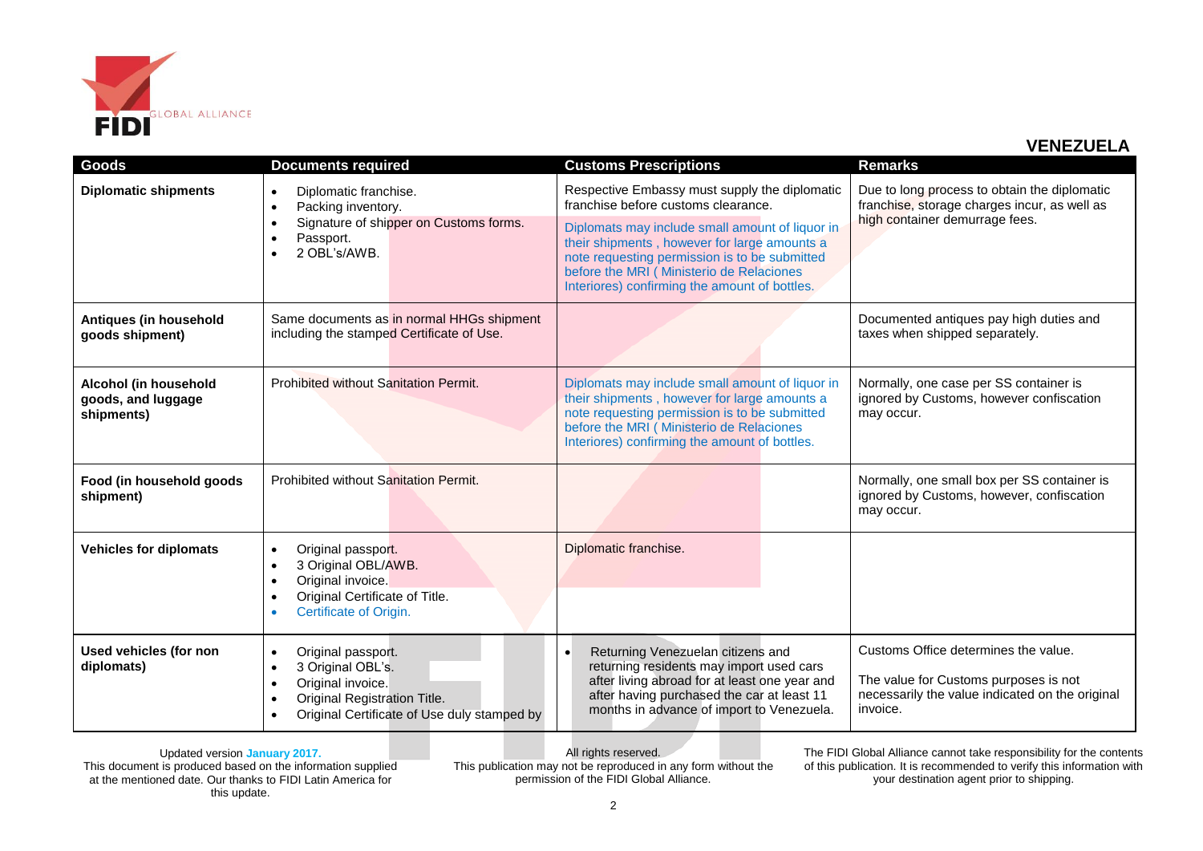## VENEZUELA

| Goods | Documents required | Customs Prescriptions | Remarks |
|---|---|---|---|
| **Diplomatic shipments** | • Diplomatic franchise.<br>• Packing inventory.<br>• Signature of shipper on Customs forms.<br>• Passport.<br>• 2 OBL's/AWB. | Respective Embassy must supply the diplomatic franchise before customs clearance.<br><br>Diplomats may include small amount of liquor in their shipments , however for large amounts a note requesting permission is to be submitted before the MRI ( Ministerio de Relaciones Interiores) confirming the amount of bottles. | Due to long process to obtain the diplomatic franchise, storage charges incur, as well as high container demurrage fees. |
| **Antiques (in household goods shipment)** | Same documents as in normal HHGs shipment including the stamped Certificate of Use. | | Documented antiques pay high duties and taxes when shipped separately. |
| **Alcohol (in household goods, and luggage shipments)** | Prohibited without Sanitation Permit. | Diplomats may include small amount of liquor in their shipments , however for large amounts a note requesting permission is to be submitted before the MRI ( Ministerio de Relaciones Interiores) confirming the amount of bottles. | Normally, one case per SS container is ignored by Customs, however confiscation may occur. |
| **Food (in household goods shipment)** | Prohibited without Sanitation Permit. | | Normally, one small box per SS container is ignored by Customs, however, confiscation may occur. |
| **Vehicles for diplomats** | • Original passport.<br>• 3 Original OBL/AWB.<br>• Original invoice.<br>• Original Certificate of Title.<br>• Certificate of Origin. | Diplomatic franchise. | |
| **Used vehicles (for non diplomats)** | • Original passport.<br>• 3 Original OBL's.<br>• Original invoice.<br>• Original Registration Title.<br>• Original Certificate of Use duly stamped by | • Returning Venezuelan citizens and returning residents may import used cars after living abroad for at least one year and after having purchased the car at least 11 months in advance of import to Venezuela. | Customs Office determines the value.<br><br>The value for Customs purposes is not necessarily the value indicated on the original invoice. |

Updated version January 2017.
This document is produced based on the information supplied at the mentioned date. Our thanks to FIDI Latin America for this update.

All rights reserved.
This publication may not be reproduced in any form without the permission of the FIDI Global Alliance.

The FIDI Global Alliance cannot take responsibility for the contents of this publication. It is recommended to verify this information with your destination agent prior to shipping.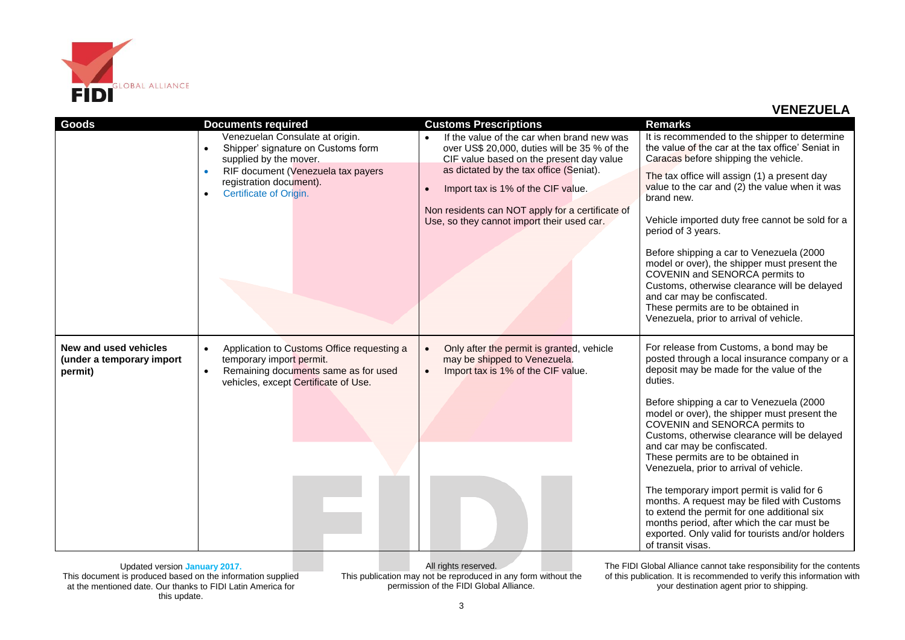## VENEZUELA

| Goods | Documents required | Customs Prescriptions | Remarks |
|---|---|---|---|
| | Venezuelan Consulate at origin.<br>• Shipper' signature on Customs form supplied by the mover.<br>• RIF document (Venezuela tax payers registration document).<br>• Certificate of Origin. | • If the value of the car when brand new was over US$ 20,000, duties will be 35 % of the CIF value based on the present day value as dictated by the tax office (Seniat).<br>• Import tax is 1% of the CIF value.<br><br>Non residents can NOT apply for a certificate of Use, so they cannot import their used car. | It is recommended to the shipper to determine the value of the car at the tax office' Seniat in Caracas before shipping the vehicle.<br><br>The tax office will assign (1) a present day value to the car and (2) the value when it was brand new.<br><br>Vehicle imported duty free cannot be sold for a period of 3 years.<br><br>Before shipping a car to Venezuela (2000 model or over), the shipper must present the COVENIN and SENORCA permits to Customs, otherwise clearance will be delayed and car may be confiscated.<br>These permits are to be obtained in Venezuela, prior to arrival of vehicle. |
| **New and used vehicles (under a temporary import permit)** | • Application to Customs Office requesting a temporary import permit.<br>• Remaining documents same as for used vehicles, except Certificate of Use. | • Only after the permit is granted, vehicle may be shipped to Venezuela.<br>• Import tax is 1% of the CIF value. | For release from Customs, a bond may be posted through a local insurance company or a deposit may be made for the value of the duties.<br><br>Before shipping a car to Venezuela (2000 model or over), the shipper must present the COVENIN and SENORCA permits to Customs, otherwise clearance will be delayed and car may be confiscated.<br>These permits are to be obtained in Venezuela, prior to arrival of vehicle.<br><br>The temporary import permit is valid for 6 months. A request may be filed with Customs to extend the permit for one additional six months period, after which the car must be exported. Only valid for tourists and/or holders of transit visas. |

Updated version January 2017.
This document is produced based on the information supplied at the mentioned date. Our thanks to FIDI Latin America for this update.

All rights reserved.
This publication may not be reproduced in any form without the permission of the FIDI Global Alliance.

The FIDI Global Alliance cannot take responsibility for the contents of this publication. It is recommended to verify this information with your destination agent prior to shipping.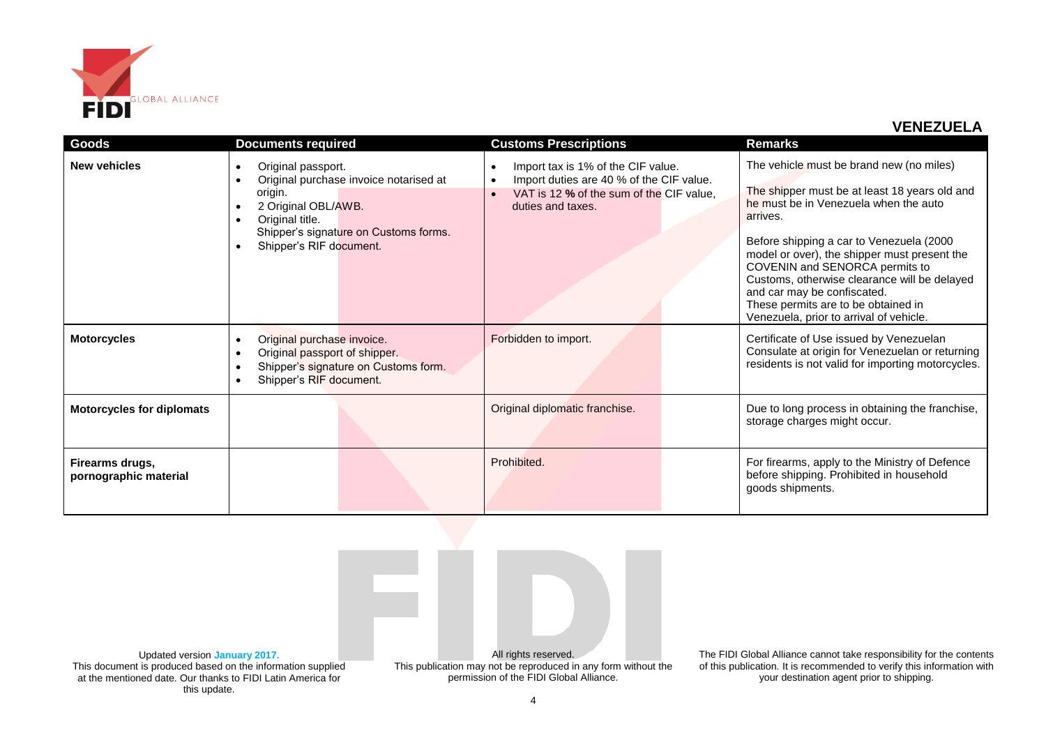## VENEZUELA

| Goods | Documents required | Customs Prescriptions | Remarks |
|---|---|---|---|
| **New vehicles** | • Original passport.<br>• Original purchase invoice notarised at origin.<br>• 2 Original OBL/AWB.<br>• Original title.<br>Shipper's signature on Customs forms.<br>• Shipper's RIF document. | • Import tax is 1% of the CIF value.<br>• Import duties are 40 % of the CIF value.<br>• VAT is 12 **%** of the sum of the CIF value, duties and taxes. | The vehicle must be brand new (no miles)<br><br>The shipper must be at least 18 years old and he must be in Venezuela when the auto arrives.<br><br>Before shipping a car to Venezuela (2000 model or over), the shipper must present the COVENIN and SENORCA permits to Customs, otherwise clearance will be delayed and car may be confiscated.<br>These permits are to be obtained in Venezuela, prior to arrival of vehicle. |
| **Motorcycles** | • Original purchase invoice.<br>• Original passport of shipper.<br>• Shipper's signature on Customs form.<br>• Shipper's RIF document. | Forbidden to import. | Certificate of Use issued by Venezuelan Consulate at origin for Venezuelan or returning residents is not valid for importing motorcycles. |
| **Motorcycles for diplomats** | | Original diplomatic franchise. | Due to long process in obtaining the franchise, storage charges might occur. |
| **Firearms drugs, pornographic material** | | Prohibited. | For firearms, apply to the Ministry of Defence before shipping. Prohibited in household goods shipments. |

Updated version **January 2017.**
This document is produced based on the information supplied at the mentioned date. Our thanks to FIDI Latin America for this update.

All rights reserved.
This publication may not be reproduced in any form without the permission of the FIDI Global Alliance.

The FIDI Global Alliance cannot take responsibility for the contents of this publication. It is recommended to verify this information with your destination agent prior to shipping.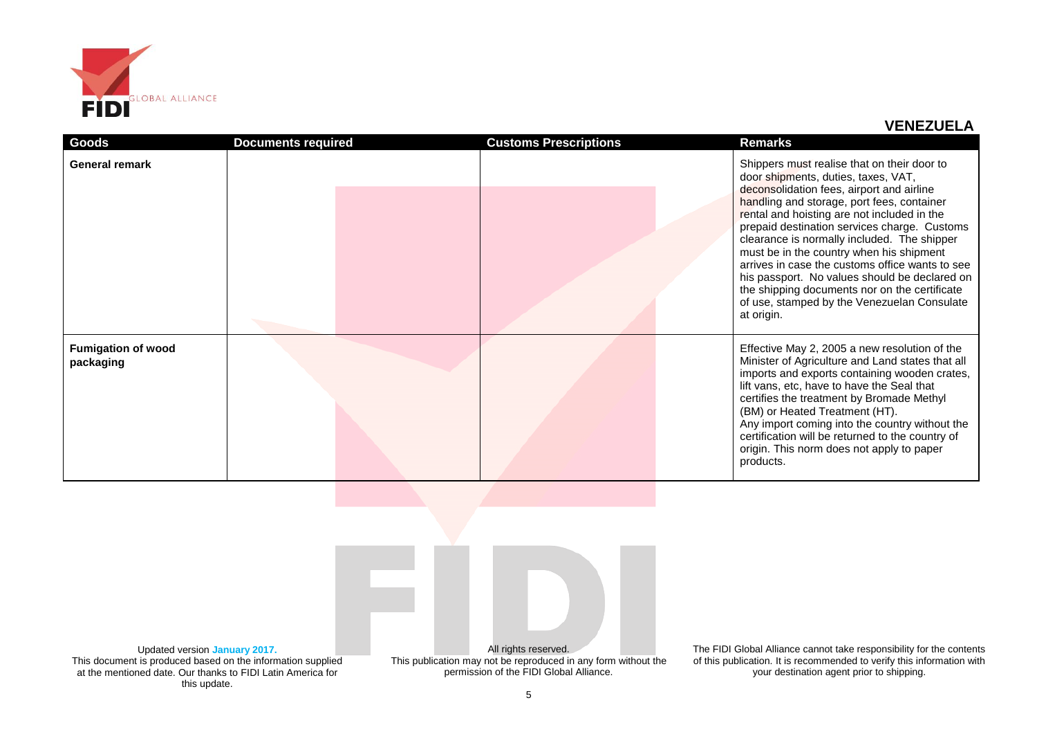## VENEZUELA

| Goods | Documents required | Customs Prescriptions | Remarks |
|---|---|---|---|
| **General remark** | | | Shippers must realise that on their door to door shipments, duties, taxes, VAT, deconsolidation fees, airport and airline handling and storage, port fees, container rental and hoisting are not included in the prepaid destination services charge. Customs clearance is normally included. The shipper must be in the country when his shipment arrives in case the customs office wants to see his passport. No values should be declared on the shipping documents nor on the certificate of use, stamped by the Venezuelan Consulate at origin. |
| **Fumigation of wood packaging** | | | Effective May 2, 2005 a new resolution of the Minister of Agriculture and Land states that all imports and exports containing wooden crates, lift vans, etc, have to have the Seal that certifies the treatment by Bromade Methyl (BM) or Heated Treatment (HT).<br>Any import coming into the country without the certification will be returned to the country of origin. This norm does not apply to paper products. |

Updated version **January 2017.**
This document is produced based on the information supplied at the mentioned date. Our thanks to FIDI Latin America for this update.

All rights reserved.
This publication may not be reproduced in any form without the permission of the FIDI Global Alliance.

The FIDI Global Alliance cannot take responsibility for the contents of this publication. It is recommended to verify this information with your destination agent prior to shipping.